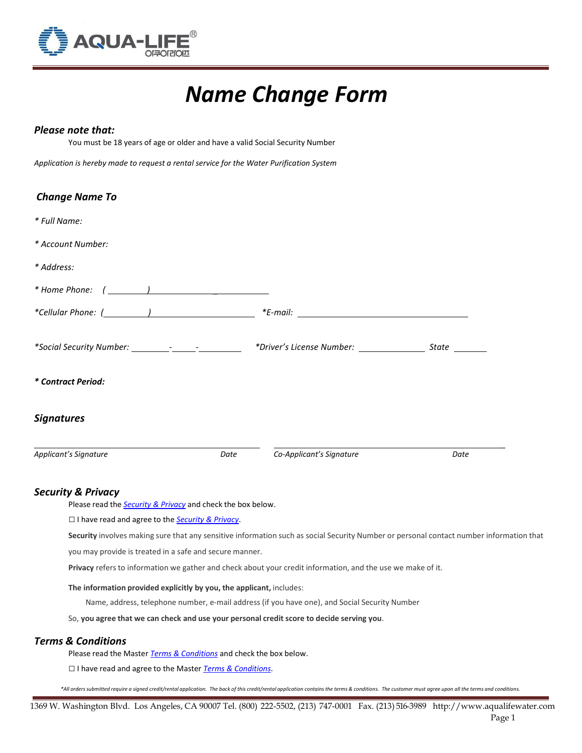AQUA-LIFE®

아쿠아라이프

# *Name Change Form*

### *Please note that:*

You must be 18 years of age or older and have a valid Social Security Number

*Application is hereby made to request a rental service for the Water Purification System*

### *Change Name To*

*\* Full Name:*

*\* Account Number:*

*\* Address:*

*\* Home Phone: ( ) _*

*\*Cellular Phone: ( )* *\*E-mail:*

*\*Social Security Number: - -* *\*Driver's License Number:* *State*

***\* Contract Period:***

### *Signatures*

*Applicant's Signature* *Date* *Co-Applicant's Signature* *Date*

### *Security & Privacy*

Please read the *Security & Privacy* and check the box below.

☐ I have read and agree to the *Security & Privacy*.

**Security** involves making sure that any sensitive information such as social Security Number or personal contact number information that you may provide is treated in a safe and secure manner.

**Privacy** refers to information we gather and check about your credit information, and the use we make of it.

**The information provided explicitly by you, the applicant,** includes:

Name, address, telephone number, e-mail address (if you have one), and Social Security Number

So, **you agree that we can check and use your personal credit score to decide serving you**.

### *Terms & Conditions*

Please read the Master *Terms & Conditions* and check the box below.

☐ I have read and agree to the Master *Terms & Conditions*.

*\*All orders submitted require a signed credit/rental application. The back of this credit/rental application contains the terms & conditions. The customer must agree upon all the terms and conditions.*

1369 W. Washington Blvd. Los Angeles, CA 90007 Tel. (800) 222-5502, (213) 747-0001 Fax. (213) 516-3989 http://www.aqualifewater.com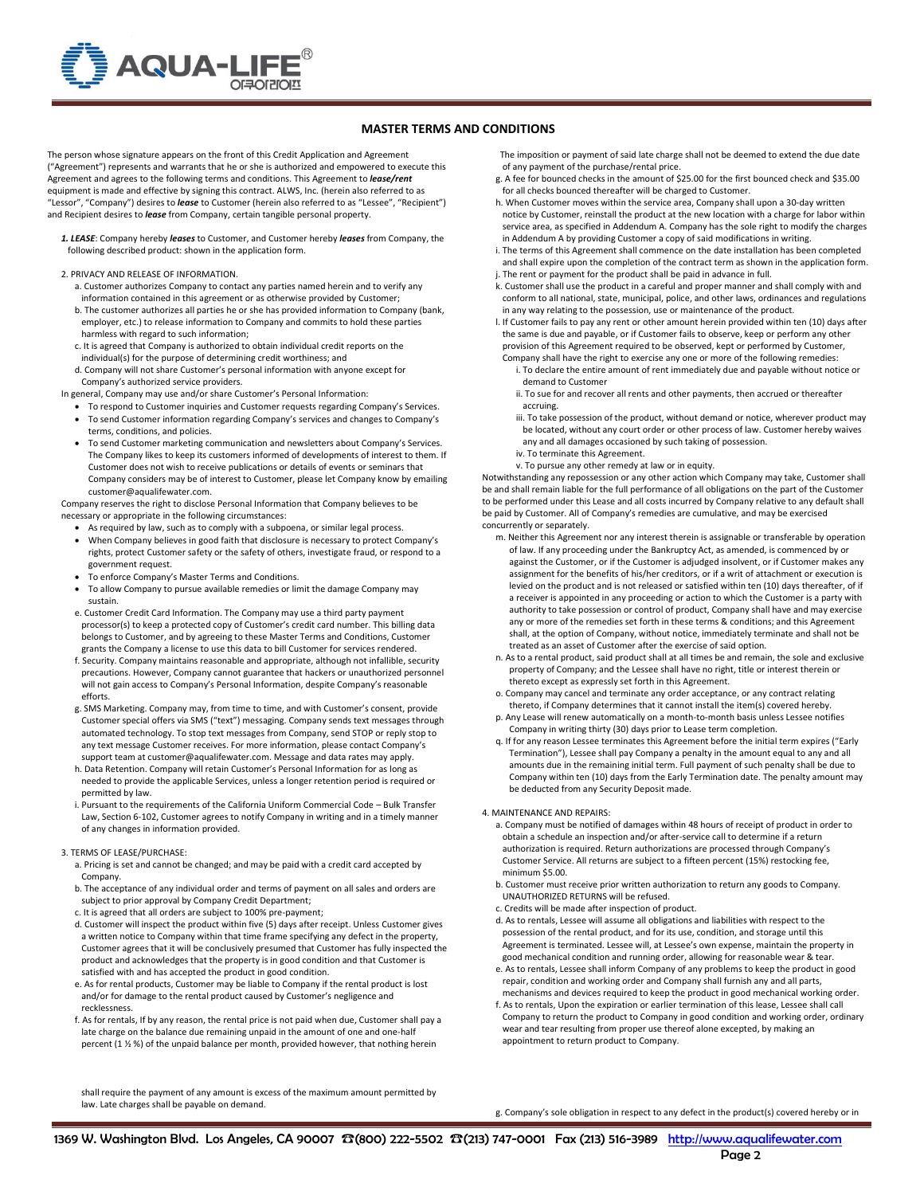## MASTER TERMS AND CONDITIONS

The person whose signature appears on the front of this Credit Application and Agreement ("Agreement") represents and warrants that he or she is authorized and empowered to execute this Agreement and agrees to the following terms and conditions. This Agreement to ***lease/rent*** equipment is made and effective by signing this contract. ALWS, Inc. (herein also referred to as "Lessor", "Company") desires to ***lease*** to Customer (herein also referred to as "Lessee", "Recipient") and Recipient desires to ***lease*** from Company, certain tangible personal property.

***1. LEASE***: Company hereby ***leases*** to Customer, and Customer hereby ***leases*** from Company, the following described product: shown in the application form.

2. PRIVACY AND RELEASE OF INFORMATION.

a. Customer authorizes Company to contact any parties named herein and to verify any information contained in this agreement or as otherwise provided by Customer;

b. The customer authorizes all parties he or she has provided information to Company (bank, employer, etc.) to release information to Company and commits to hold these parties harmless with regard to such information;

c. It is agreed that Company is authorized to obtain individual credit reports on the individual(s) for the purpose of determining credit worthiness; and

d. Company will not share Customer's personal information with anyone except for Company's authorized service providers.

In general, Company may use and/or share Customer's Personal Information:

- To respond to Customer inquiries and Customer requests regarding Company's Services.
- To send Customer information regarding Company's services and changes to Company's terms, conditions, and policies.
- To send Customer marketing communication and newsletters about Company's Services. The Company likes to keep its customers informed of developments of interest to them. If Customer does not wish to receive publications or details of events or seminars that Company considers may be of interest to Customer, please let Company know by emailing customer@aqualifewater.com.

Company reserves the right to disclose Personal Information that Company believes to be necessary or appropriate in the following circumstances:

- As required by law, such as to comply with a subpoena, or similar legal process.
- When Company believes in good faith that disclosure is necessary to protect Company's rights, protect Customer safety or the safety of others, investigate fraud, or respond to a government request.
- To enforce Company's Master Terms and Conditions.
- To allow Company to pursue available remedies or limit the damage Company may sustain.

e. Customer Credit Card Information. The Company may use a third party payment processor(s) to keep a protected copy of Customer's credit card number. This billing data belongs to Customer, and by agreeing to these Master Terms and Conditions, Customer grants the Company a license to use this data to bill Customer for services rendered.

f. Security. Company maintains reasonable and appropriate, although not infallible, security precautions. However, Company cannot guarantee that hackers or unauthorized personnel will not gain access to Company's Personal Information, despite Company's reasonable efforts.

g. SMS Marketing. Company may, from time to time, and with Customer's consent, provide Customer special offers via SMS ("text") messaging. Company sends text messages through automated technology. To stop text messages from Company, send STOP or reply stop to any text message Customer receives. For more information, please contact Company's support team at customer@aqualifewater.com. Message and data rates may apply.

h. Data Retention. Company will retain Customer's Personal Information for as long as needed to provide the applicable Services, unless a longer retention period is required or permitted by law.

i. Pursuant to the requirements of the California Uniform Commercial Code – Bulk Transfer Law, Section 6-102, Customer agrees to notify Company in writing and in a timely manner of any changes in information provided.

3. TERMS OF LEASE/PURCHASE:

a. Pricing is set and cannot be changed; and may be paid with a credit card accepted by Company.

b. The acceptance of any individual order and terms of payment on all sales and orders are subject to prior approval by Company Credit Department;

c. It is agreed that all orders are subject to 100% pre-payment;

d. Customer will inspect the product within five (5) days after receipt. Unless Customer gives a written notice to Company within that time frame specifying any defect in the property, Customer agrees that it will be conclusively presumed that Customer has fully inspected the product and acknowledges that the property is in good condition and that Customer is satisfied with and has accepted the product in good condition.

e. As for rental products, Customer may be liable to Company if the rental product is lost and/or for damage to the rental product caused by Customer's negligence and recklessness.

f. As for rentals, If by any reason, the rental price is not paid when due, Customer shall pay a late charge on the balance due remaining unpaid in the amount of one and one-half percent (1 ½ %) of the unpaid balance per month, provided however, that nothing herein shall require the payment of any amount is excess of the maximum amount permitted by law. Late charges shall be payable on demand.

The imposition or payment of said late charge shall not be deemed to extend the due date of any payment of the purchase/rental price.

g. A fee for bounced checks in the amount of $25.00 for the first bounced check and $35.00 for all checks bounced thereafter will be charged to Customer.

h. When Customer moves within the service area, Company shall upon a 30-day written notice by Customer, reinstall the product at the new location with a charge for labor within service area, as specified in Addendum A. Company has the sole right to modify the charges in Addendum A by providing Customer a copy of said modifications in writing.

i. The terms of this Agreement shall commence on the date installation has been completed and shall expire upon the completion of the contract term as shown in the application form.

j. The rent or payment for the product shall be paid in advance in full.

k. Customer shall use the product in a careful and proper manner and shall comply with and conform to all national, state, municipal, police, and other laws, ordinances and regulations in any way relating to the possession, use or maintenance of the product.

l. If Customer fails to pay any rent or other amount herein provided within ten (10) days after the same is due and payable, or if Customer fails to observe, keep or perform any other provision of this Agreement required to be observed, kept or performed by Customer, Company shall have the right to exercise any one or more of the following remedies:

i. To declare the entire amount of rent immediately due and payable without notice or demand to Customer

ii. To sue for and recover all rents and other payments, then accrued or thereafter accruing.

iii. To take possession of the product, without demand or notice, wherever product may be located, without any court order or other process of law. Customer hereby waives any and all damages occasioned by such taking of possession.

iv. To terminate this Agreement.

v. To pursue any other remedy at law or in equity.

Notwithstanding any repossession or any other action which Company may take, Customer shall be and shall remain liable for the full performance of all obligations on the part of the Customer to be performed under this Lease and all costs incurred by Company relative to any default shall be paid by Customer. All of Company's remedies are cumulative, and may be exercised concurrently or separately.

m. Neither this Agreement nor any interest therein is assignable or transferable by operation of law. If any proceeding under the Bankruptcy Act, as amended, is commenced by or against the Customer, or if the Customer is adjudged insolvent, or if Customer makes any assignment for the benefits of his/her creditors, or if a writ of attachment or execution is levied on the product and is not released or satisfied within ten (10) days thereafter, of if a receiver is appointed in any proceeding or action to which the Customer is a party with authority to take possession or control of product, Company shall have and may exercise any or more of the remedies set forth in these terms & conditions; and this Agreement shall, at the option of Company, without notice, immediately terminate and shall not be treated as an asset of Customer after the exercise of said option.

n. As to a rental product, said product shall at all times be and remain, the sole and exclusive property of Company; and the Lessee shall have no right, title or interest therein or thereto except as expressly set forth in this Agreement.

o. Company may cancel and terminate any order acceptance, or any contract relating thereto, if Company determines that it cannot install the item(s) covered hereby.

p. Any Lease will renew automatically on a month-to-month basis unless Lessee notifies Company in writing thirty (30) days prior to Lease term completion.

q. If for any reason Lessee terminates this Agreement before the initial term expires ("Early Termination"), Lessee shall pay Company a penalty in the amount equal to any and all amounts due in the remaining initial term. Full payment of such penalty shall be due to Company within ten (10) days from the Early Termination date. The penalty amount may be deducted from any Security Deposit made.

4. MAINTENANCE AND REPAIRS:

a. Company must be notified of damages within 48 hours of receipt of product in order to obtain a schedule an inspection and/or after-service call to determine if a return authorization is required. Return authorizations are processed through Company's Customer Service. All returns are subject to a fifteen percent (15%) restocking fee, minimum $5.00.

b. Customer must receive prior written authorization to return any goods to Company. UNAUTHORIZED RETURNS will be refused.

c. Credits will be made after inspection of product.

d. As to rentals, Lessee will assume all obligations and liabilities with respect to the possession of the rental product, and for its use, condition, and storage until this Agreement is terminated. Lessee will, at Lessee's own expense, maintain the property in good mechanical condition and running order, allowing for reasonable wear & tear.

e. As to rentals, Lessee shall inform Company of any problems to keep the product in good repair, condition and working order and Company shall furnish any and all parts, mechanisms and devices required to keep the product in good mechanical working order.

f. As to rentals, Upon the expiration or earlier termination of this lease, Lessee shall call Company to return the product to Company in good condition and working order, ordinary wear and tear resulting from proper use thereof alone excepted, by making an appointment to return product to Company.

g. Company's sole obligation in respect to any defect in the product(s) covered hereby or in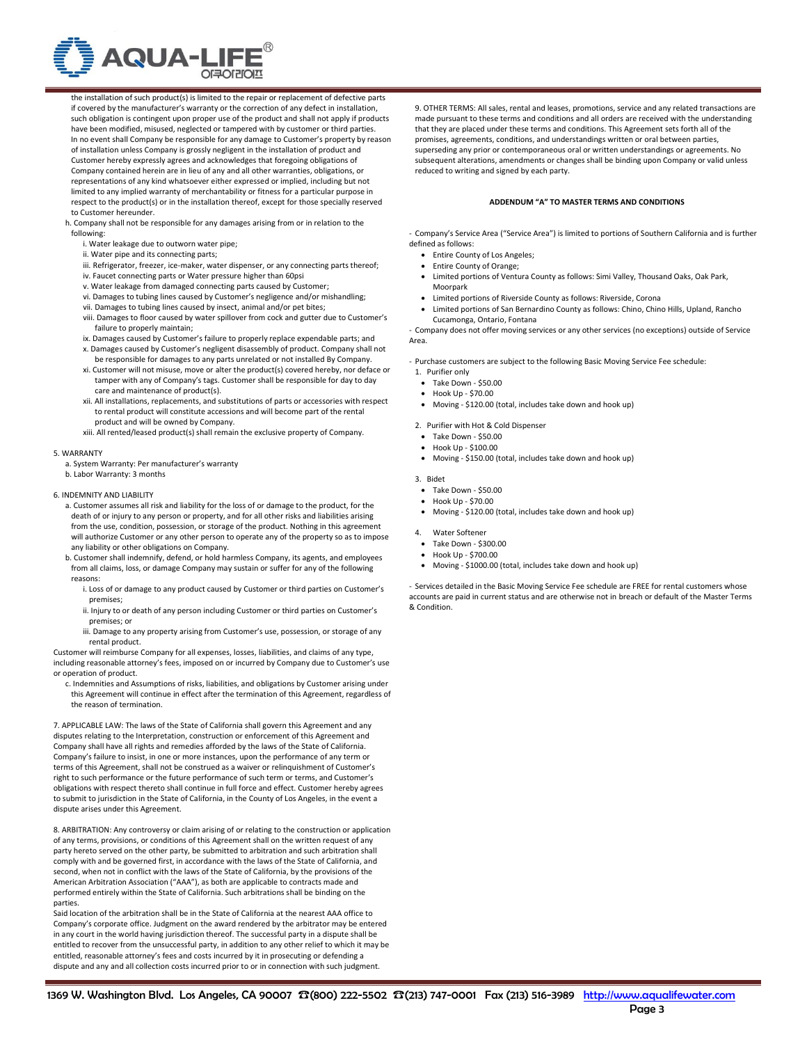the installation of such product(s) is limited to the repair or replacement of defective parts if covered by the manufacturer's warranty or the correction of any defect in installation, such obligation is contingent upon proper use of the product and shall not apply if products have been modified, misused, neglected or tampered with by customer or third parties. In no event shall Company be responsible for any damage to Customer's property by reason of installation unless Company is grossly negligent in the installation of product and Customer hereby expressly agrees and acknowledges that foregoing obligations of Company contained herein are in lieu of any and all other warranties, obligations, or representations of any kind whatsoever either expressed or implied, including but not limited to any implied warranty of merchantability or fitness for a particular purpose in respect to the product(s) or in the installation thereof, except for those specially reserved to Customer hereunder.

h. Company shall not be responsible for any damages arising from or in relation to the following:
   - i. Water leakage due to outworn water pipe;
   - ii. Water pipe and its connecting parts;
   - iii. Refrigerator, freezer, ice-maker, water dispenser, or any connecting parts thereof;
   - iv. Faucet connecting parts or Water pressure higher than 60psi
   - v. Water leakage from damaged connecting parts caused by Customer;
   - vi. Damages to tubing lines caused by Customer's negligence and/or mishandling;
   - vii. Damages to tubing lines caused by insect, animal and/or pet bites;
   - viii. Damages to floor caused by water spillover from cock and gutter due to Customer's failure to properly maintain;
   - ix. Damages caused by Customer's failure to properly replace expendable parts; and
   - x. Damages caused by Customer's negligent disassembly of product. Company shall not be responsible for damages to any parts unrelated or not installed By Company.
   - xi. Customer will not misuse, move or alter the product(s) covered hereby, nor deface or tamper with any of Company's tags. Customer shall be responsible for day to day care and maintenance of product(s).
   - xii. All installations, replacements, and substitutions of parts or accessories with respect to rental product will constitute accessions and will become part of the rental product and will be owned by Company.
   - xiii. All rented/leased product(s) shall remain the exclusive property of Company.

5. WARRANTY
   - a. System Warranty: Per manufacturer's warranty
   - b. Labor Warranty: 3 months

6. INDEMNITY AND LIABILITY
   - a. Customer assumes all risk and liability for the loss of or damage to the product, for the death of or injury to any person or property, and for all other risks and liabilities arising from the use, condition, possession, or storage of the product. Nothing in this agreement will authorize Customer or any other person to operate any of the property so as to impose any liability or other obligations on Company.
   - b. Customer shall indemnify, defend, or hold harmless Company, its agents, and employees from all claims, loss, or damage Company may sustain or suffer for any of the following reasons:
     - i. Loss of or damage to any product caused by Customer or third parties on Customer's premises;
     - ii. Injury to or death of any person including Customer or third parties on Customer's premises; or
     - iii. Damage to any property arising from Customer's use, possession, or storage of any rental product.

Customer will reimburse Company for all expenses, losses, liabilities, and claims of any type, including reasonable attorney's fees, imposed on or incurred by Company due to Customer's use or operation of product.

   - c. Indemnities and Assumptions of risks, liabilities, and obligations by Customer arising under this Agreement will continue in effect after the termination of this Agreement, regardless of the reason of termination.

7. APPLICABLE LAW: The laws of the State of California shall govern this Agreement and any disputes relating to the Interpretation, construction or enforcement of this Agreement and Company shall have all rights and remedies afforded by the laws of the State of California. Company's failure to insist, in one or more instances, upon the performance of any term or terms of this Agreement, shall not be construed as a waiver or relinquishment of Customer's right to such performance or the future performance of such term or terms, and Customer's obligations with respect thereto shall continue in full force and effect. Customer hereby agrees to submit to jurisdiction in the State of California, in the County of Los Angeles, in the event a dispute arises under this Agreement.

8. ARBITRATION: Any controversy or claim arising of or relating to the construction or application of any terms, provisions, or conditions of this Agreement shall on the written request of any party hereto served on the other party, be submitted to arbitration and such arbitration shall comply with and be governed first, in accordance with the laws of the State of California, and second, when not in conflict with the laws of the State of California, by the provisions of the American Arbitration Association ("AAA"), as both are applicable to contracts made and performed entirely within the State of California. Such arbitrations shall be binding on the parties.
Said location of the arbitration shall be in the State of California at the nearest AAA office to Company's corporate office. Judgment on the award rendered by the arbitrator may be entered in any court in the world having jurisdiction thereof. The successful party in a dispute shall be entitled to recover from the unsuccessful party, in addition to any other relief to which it may be entitled, reasonable attorney's fees and costs incurred by it in prosecuting or defending a dispute and any and all collection costs incurred prior to or in connection with such judgment.

9. OTHER TERMS: All sales, rental and leases, promotions, service and any related transactions are made pursuant to these terms and conditions and all orders are received with the understanding that they are placed under these terms and conditions. This Agreement sets forth all of the promises, agreements, conditions, and understandings written or oral between parties, superseding any prior or contemporaneous oral or written understandings or agreements. No subsequent alterations, amendments or changes shall be binding upon Company or valid unless reduced to writing and signed by each party.

## ADDENDUM "A" TO MASTER TERMS AND CONDITIONS

- Company's Service Area ("Service Area") is limited to portions of Southern California and is further defined as follows:
  - Entire County of Los Angeles;
  - Entire County of Orange;
  - Limited portions of Ventura County as follows: Simi Valley, Thousand Oaks, Oak Park, Moorpark
  - Limited portions of Riverside County as follows: Riverside, Corona
  - Limited portions of San Bernardino County as follows: Chino, Chino Hills, Upland, Rancho Cucamonga, Ontario, Fontana

- Company does not offer moving services or any other services (no exceptions) outside of Service Area.

- Purchase customers are subject to the following Basic Moving Service Fee schedule:

1. Purifier only
   - Take Down - $50.00
   - Hook Up - $70.00
   - Moving - $120.00 (total, includes take down and hook up)

2. Purifier with Hot & Cold Dispenser
   - Take Down - $50.00
   - Hook Up - $100.00
   - Moving - $150.00 (total, includes take down and hook up)

3. Bidet
   - Take Down - $50.00
   - Hook Up - $70.00
   - Moving - $120.00 (total, includes take down and hook up)

4. Water Softener
   - Take Down - $300.00
   - Hook Up - $700.00
   - Moving - $1000.00 (total, includes take down and hook up)

- Services detailed in the Basic Moving Service Fee schedule are FREE for rental customers whose accounts are paid in current status and are otherwise not in breach or default of the Master Terms & Condition.